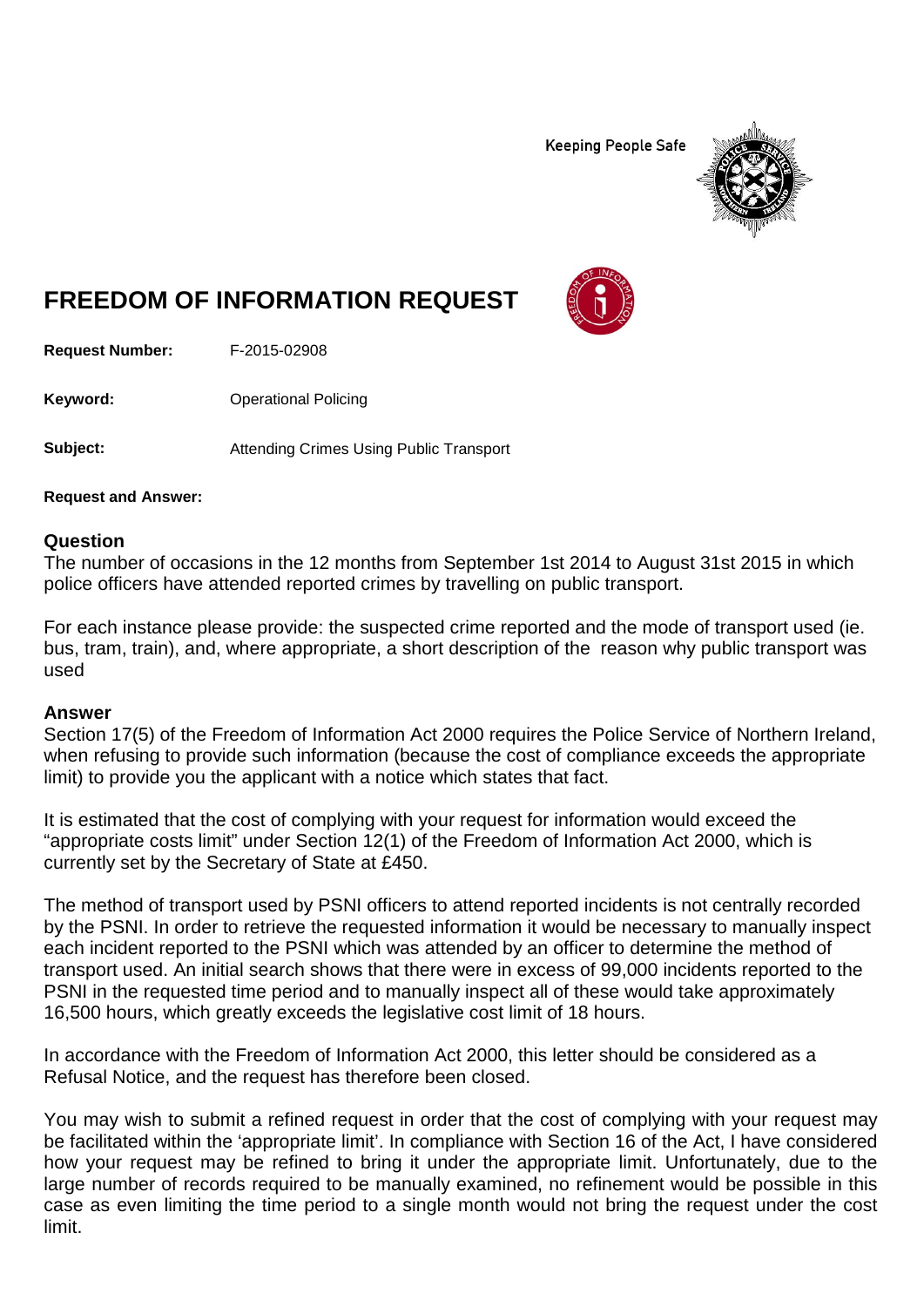Keeping People Safe

# FREEDOM OF INFORMATION REQUEST

**Request Number:** F-2015-02908

**Keyword:** Operational Policing

**Subject:** Attending Crimes Using Public Transport

**Request and Answer:**

## Question

The number of occasions in the 12 months from September 1st 2014 to August 31st 2015 in which police officers have attended reported crimes by travelling on public transport.

For each instance please provide: the suspected crime reported and the mode of transport used (ie. bus, tram, train), and, where appropriate, a short description of the reason why public transport was used

## Answer

Section 17(5) of the Freedom of Information Act 2000 requires the Police Service of Northern Ireland, when refusing to provide such information (because the cost of compliance exceeds the appropriate limit) to provide you the applicant with a notice which states that fact.

It is estimated that the cost of complying with your request for information would exceed the "appropriate costs limit" under Section 12(1) of the Freedom of Information Act 2000, which is currently set by the Secretary of State at £450.

The method of transport used by PSNI officers to attend reported incidents is not centrally recorded by the PSNI. In order to retrieve the requested information it would be necessary to manually inspect each incident reported to the PSNI which was attended by an officer to determine the method of transport used. An initial search shows that there were in excess of 99,000 incidents reported to the PSNI in the requested time period and to manually inspect all of these would take approximately 16,500 hours, which greatly exceeds the legislative cost limit of 18 hours.

In accordance with the Freedom of Information Act 2000, this letter should be considered as a Refusal Notice, and the request has therefore been closed.

You may wish to submit a refined request in order that the cost of complying with your request may be facilitated within the 'appropriate limit'. In compliance with Section 16 of the Act, I have considered how your request may be refined to bring it under the appropriate limit. Unfortunately, due to the large number of records required to be manually examined, no refinement would be possible in this case as even limiting the time period to a single month would not bring the request under the cost limit.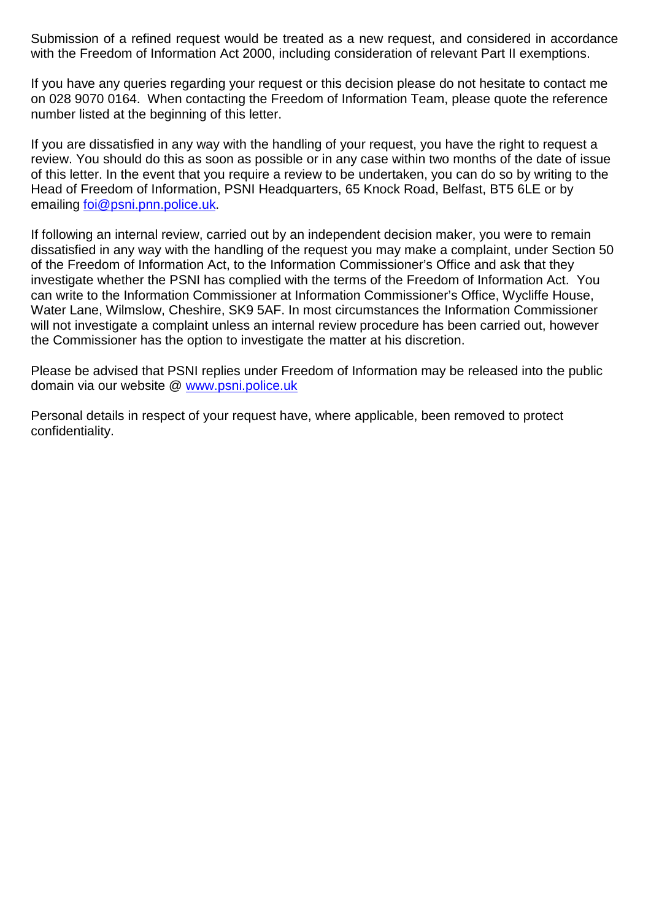Submission of a refined request would be treated as a new request, and considered in accordance with the Freedom of Information Act 2000, including consideration of relevant Part II exemptions.

If you have any queries regarding your request or this decision please do not hesitate to contact me on 028 9070 0164. When contacting the Freedom of Information Team, please quote the reference number listed at the beginning of this letter.

If you are dissatisfied in any way with the handling of your request, you have the right to request a review. You should do this as soon as possible or in any case within two months of the date of issue of this letter. In the event that you require a review to be undertaken, you can do so by writing to the Head of Freedom of Information, PSNI Headquarters, 65 Knock Road, Belfast, BT5 6LE or by emailing [foi@psni.pnn.police.uk](mailto:foi@psni.pnn.police.uk).

If following an internal review, carried out by an independent decision maker, you were to remain dissatisfied in any way with the handling of the request you may make a complaint, under Section 50 of the Freedom of Information Act, to the Information Commissioner's Office and ask that they investigate whether the PSNI has complied with the terms of the Freedom of Information Act. You can write to the Information Commissioner at Information Commissioner's Office, Wycliffe House, Water Lane, Wilmslow, Cheshire, SK9 5AF. In most circumstances the Information Commissioner will not investigate a complaint unless an internal review procedure has been carried out, however the Commissioner has the option to investigate the matter at his discretion.

Please be advised that PSNI replies under Freedom of Information may be released into the public domain via our website @ [www.psni.police.uk](http://www.psni.police.uk)

Personal details in respect of your request have, where applicable, been removed to protect confidentiality.